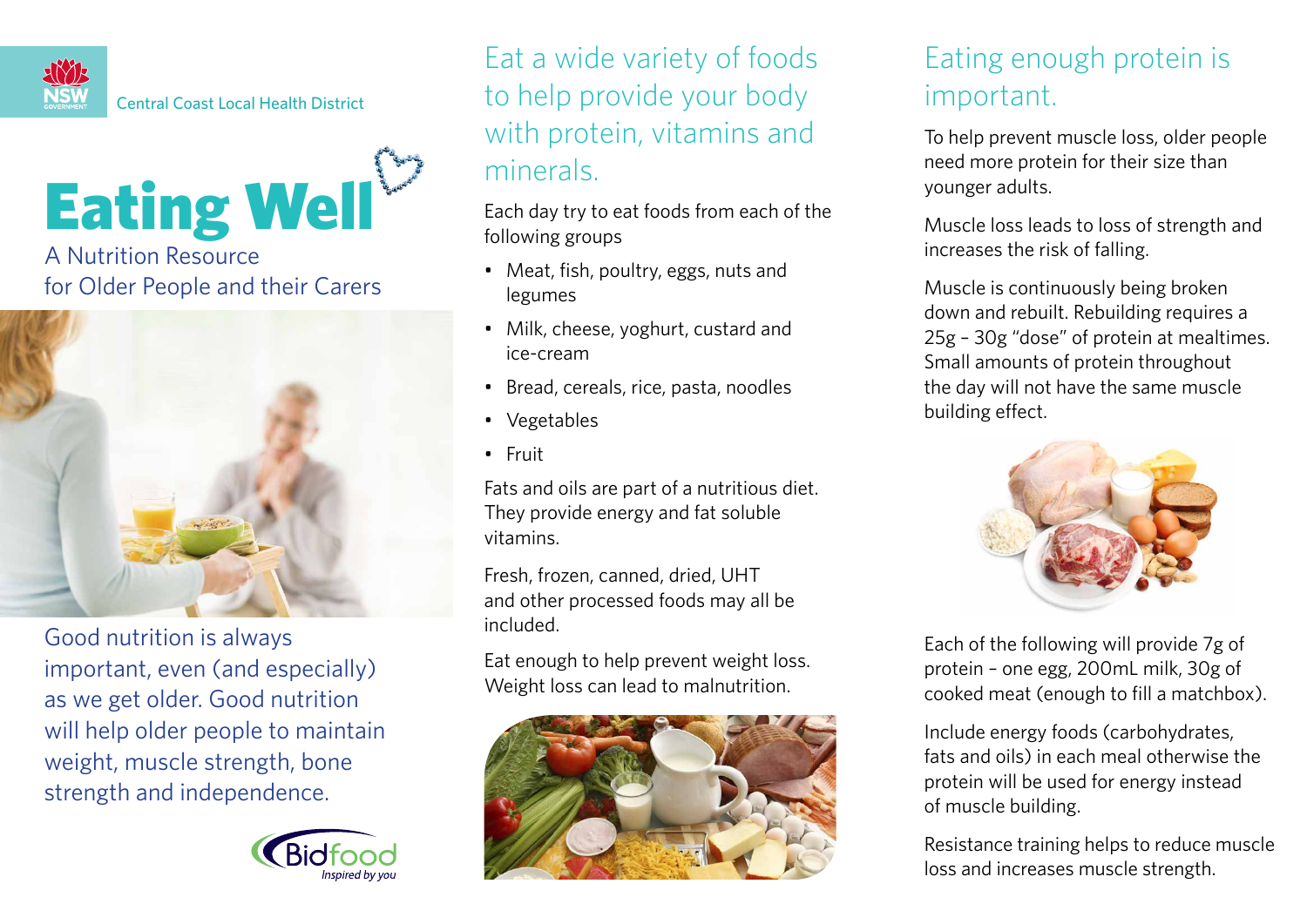Central Coast Local Health District

# Eating Well

## A Nutrition Resource for Older People and their Carers

Good nutrition is always important, even (and especially) as we get older. Good nutrition will help older people to maintain weight, muscle strength, bone strength and independence.

Bidfood
*Inspired by you*

## Eat a wide variety of foods to help provide your body with protein, vitamins and minerals.

Each day try to eat foods from each of the following groups

- Meat, fish, poultry, eggs, nuts and legumes
- Milk, cheese, yoghurt, custard and ice-cream
- Bread, cereals, rice, pasta, noodles
- Vegetables
- Fruit

Fats and oils are part of a nutritious diet. They provide energy and fat soluble vitamins.

Fresh, frozen, canned, dried, UHT and other processed foods may all be included.

Eat enough to help prevent weight loss. Weight loss can lead to malnutrition.

## Eating enough protein is important.

To help prevent muscle loss, older people need more protein for their size than younger adults.

Muscle loss leads to loss of strength and increases the risk of falling.

Muscle is continuously being broken down and rebuilt. Rebuilding requires a 25g – 30g "dose" of protein at mealtimes. Small amounts of protein throughout the day will not have the same muscle building effect.

Each of the following will provide 7g of protein – one egg, 200mL milk, 30g of cooked meat (enough to fill a matchbox).

Include energy foods (carbohydrates, fats and oils) in each meal otherwise the protein will be used for energy instead of muscle building.

Resistance training helps to reduce muscle loss and increases muscle strength.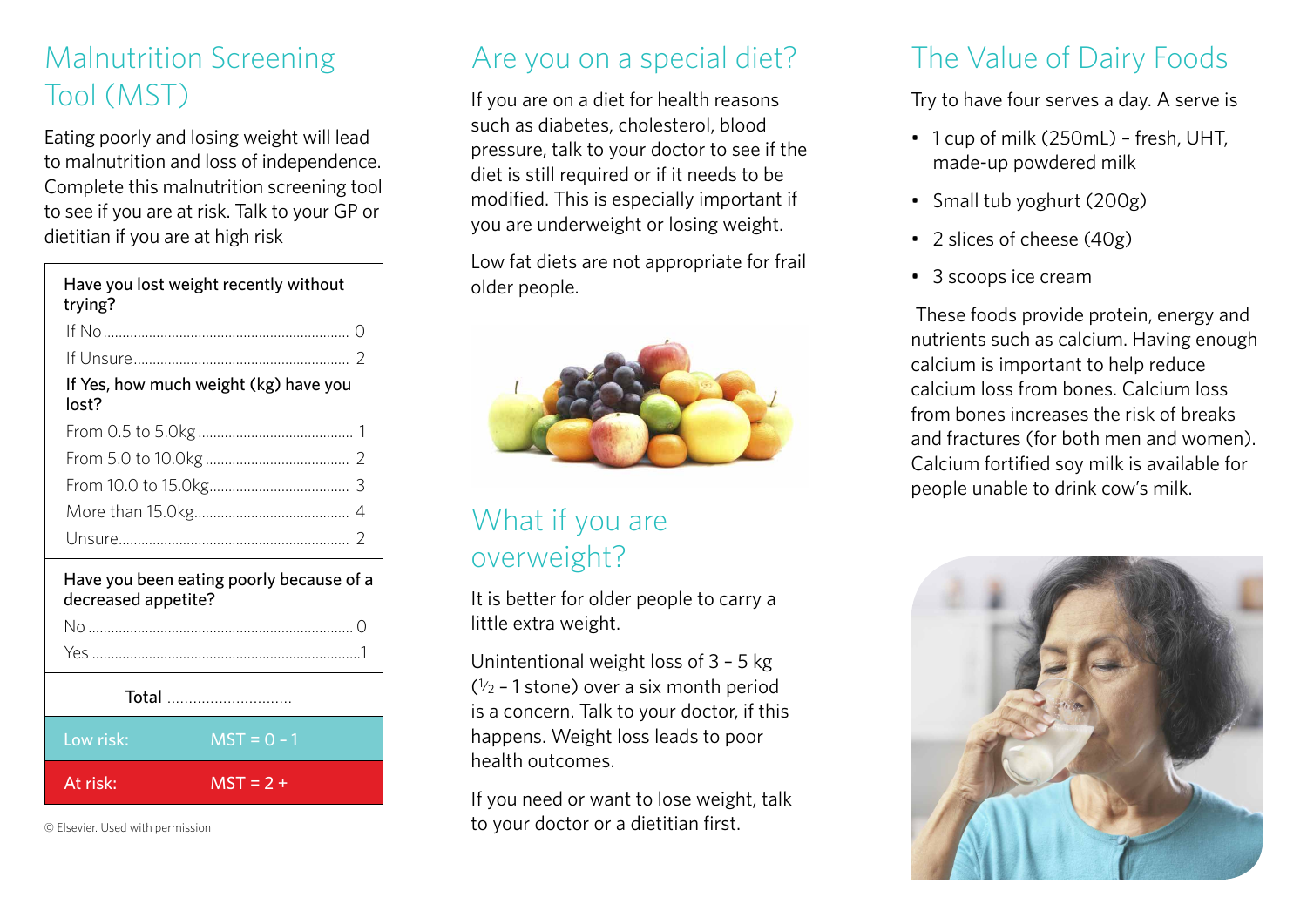# Malnutrition Screening Tool (MST)

Eating poorly and losing weight will lead to malnutrition and loss of independence. Complete this malnutrition screening tool to see if you are at risk. Talk to your GP or dietitian if you are at high risk

| Have you lost weight recently without trying? | |
|---|---|
| If No | 0 |
| If Unsure | 2 |
| If Yes, how much weight (kg) have you lost? | |
| From 0.5 to 5.0kg | 1 |
| From 5.0 to 10.0kg | 2 |
| From 10.0 to 15.0kg | 3 |
| More than 15.0kg | 4 |
| Unsure | 2 |
| **Have you been eating poorly because of a decreased appetite?** | |
| No | 0 |
| Yes | 1 |
| **Total** | ............................ |
| Low risk: | MST = 0 - 1 |
| At risk: | MST = 2 + |

© Elsevier. Used with permission

# Are you on a special diet?

If you are on a diet for health reasons such as diabetes, cholesterol, blood pressure, talk to your doctor to see if the diet is still required or if it needs to be modified. This is especially important if you are underweight or losing weight.

Low fat diets are not appropriate for frail older people.

# What if you are overweight?

It is better for older people to carry a little extra weight.

Unintentional weight loss of 3 – 5 kg (½ – 1 stone) over a six month period is a concern. Talk to your doctor, if this happens. Weight loss leads to poor health outcomes.

If you need or want to lose weight, talk to your doctor or a dietitian first.

# The Value of Dairy Foods

Try to have four serves a day. A serve is

- 1 cup of milk (250mL) – fresh, UHT, made-up powdered milk
- Small tub yoghurt (200g)
- 2 slices of cheese (40g)
- 3 scoops ice cream

These foods provide protein, energy and nutrients such as calcium. Having enough calcium is important to help reduce calcium loss from bones. Calcium loss from bones increases the risk of breaks and fractures (for both men and women). Calcium fortified soy milk is available for people unable to drink cow's milk.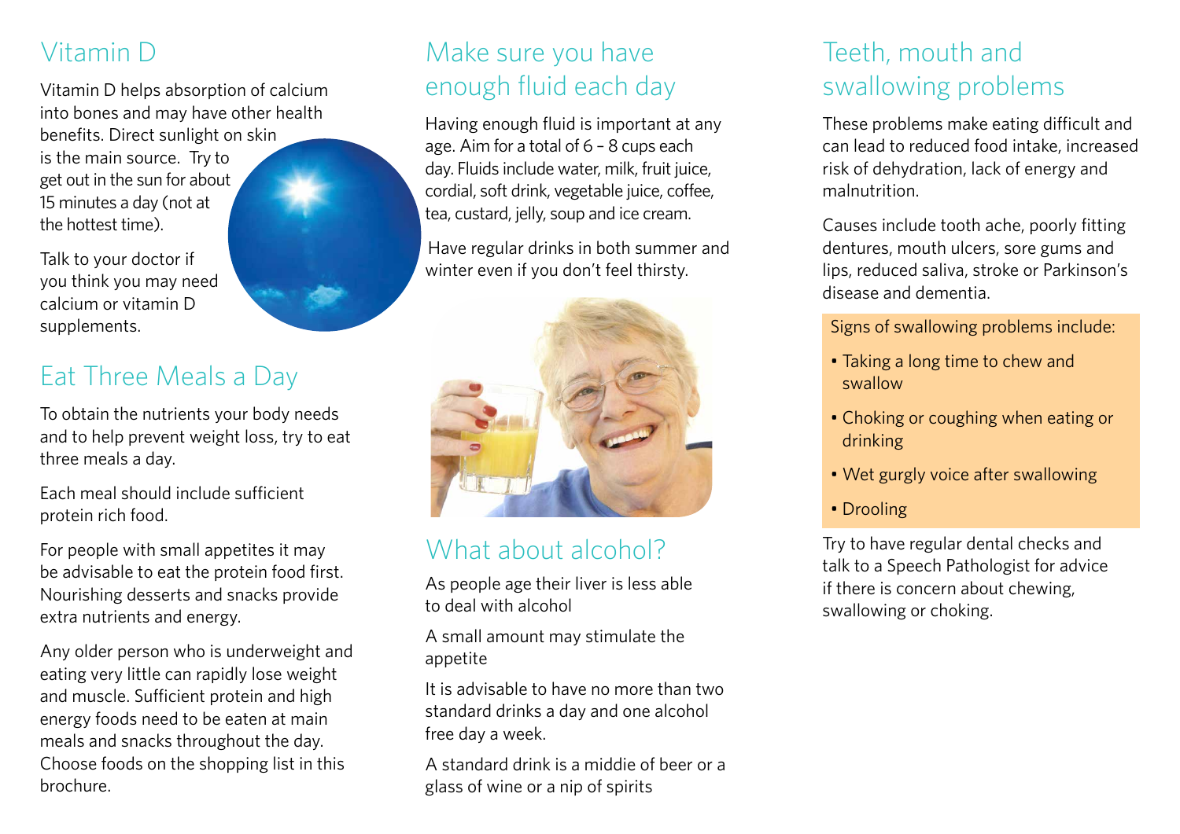## Vitamin D

Vitamin D helps absorption of calcium into bones and may have other health benefits. Direct sunlight on skin is the main source. Try to get out in the sun for about 15 minutes a day (not at the hottest time).

Talk to your doctor if you think you may need calcium or vitamin D supplements.

## Eat Three Meals a Day

To obtain the nutrients your body needs and to help prevent weight loss, try to eat three meals a day.

Each meal should include sufficient protein rich food.

For people with small appetites it may be advisable to eat the protein food first. Nourishing desserts and snacks provide extra nutrients and energy.

Any older person who is underweight and eating very little can rapidly lose weight and muscle. Sufficient protein and high energy foods need to be eaten at main meals and snacks throughout the day. Choose foods on the shopping list in this brochure.

## Make sure you have enough fluid each day

Having enough fluid is important at any age. Aim for a total of 6 – 8 cups each day. Fluids include water, milk, fruit juice, cordial, soft drink, vegetable juice, coffee, tea, custard, jelly, soup and ice cream.

Have regular drinks in both summer and winter even if you don't feel thirsty.

## What about alcohol?

As people age their liver is less able to deal with alcohol

A small amount may stimulate the appetite

It is advisable to have no more than two standard drinks a day and one alcohol free day a week.

A standard drink is a middie of beer or a glass of wine or a nip of spirits

## Teeth, mouth and swallowing problems

These problems make eating difficult and can lead to reduced food intake, increased risk of dehydration, lack of energy and malnutrition.

Causes include tooth ache, poorly fitting dentures, mouth ulcers, sore gums and lips, reduced saliva, stroke or Parkinson's disease and dementia.

Signs of swallowing problems include:

- Taking a long time to chew and swallow
- Choking or coughing when eating or drinking
- Wet gurgly voice after swallowing
- Drooling

Try to have regular dental checks and talk to a Speech Pathologist for advice if there is concern about chewing, swallowing or choking.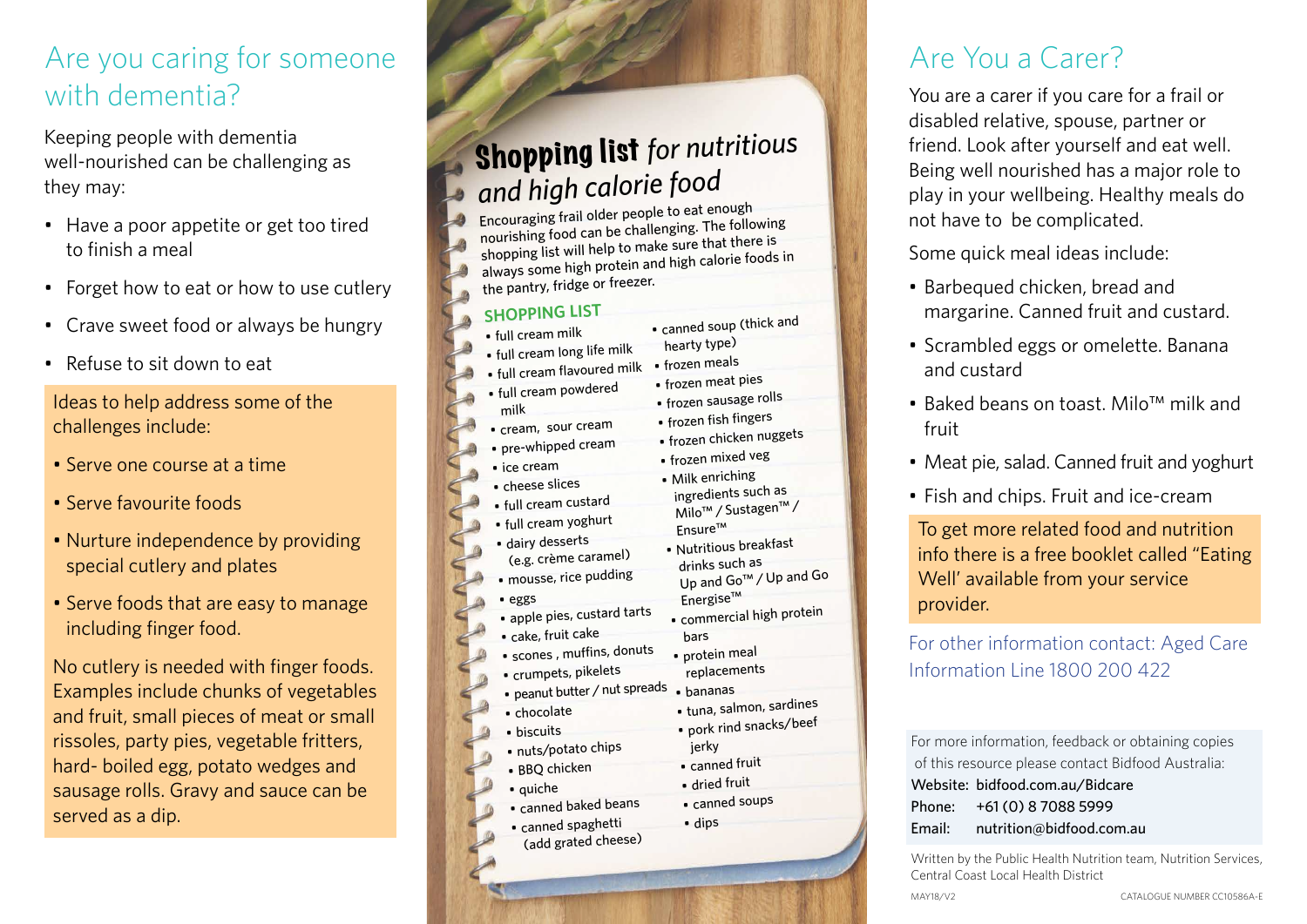## Are you caring for someone with dementia?

Keeping people with dementia well-nourished can be challenging as they may:

- Have a poor appetite or get too tired to finish a meal
- Forget how to eat or how to use cutlery
- Crave sweet food or always be hungry
- Refuse to sit down to eat

Ideas to help address some of the challenges include:

- Serve one course at a time
- Serve favourite foods
- Nurture independence by providing special cutlery and plates
- Serve foods that are easy to manage including finger food.

No cutlery is needed with finger foods. Examples include chunks of vegetables and fruit, small pieces of meat or small rissoles, party pies, vegetable fritters, hard- boiled egg, potato wedges and sausage rolls. Gravy and sauce can be served as a dip.

## Shopping list *for nutritious and high calorie food*

Encouraging frail older people to eat enough nourishing food can be challenging. The following shopping list will help to make sure that there is always some high protein and high calorie foods in the pantry, fridge or freezer.

### SHOPPING LIST

- full cream milk
- full cream long life milk
- full cream flavoured milk
- full cream powdered milk
- cream, sour cream
- pre-whipped cream
- ice cream
- cheese slices
- full cream custard
- full cream yoghurt
- dairy desserts (e.g. crème caramel)
- mousse, rice pudding
- eggs
- apple pies, custard tarts
- cake, fruit cake
- scones , muffins, donuts
- crumpets, pikelets
- peanut butter / nut spreads
- chocolate
- biscuits
- nuts/potato chips
- BBQ chicken
- quiche
- canned baked beans
- canned spaghetti (add grated cheese)
- canned soup (thick and hearty type)
- frozen meals
- frozen meat pies
- frozen sausage rolls
- frozen fish fingers
- frozen chicken nuggets
- frozen mixed veg
- Milk enriching ingredients such as Milo™ / Sustagen™ / Ensure™
- Nutritious breakfast drinks such as Up and Go™ / Up and Go Energise™
- commercial high protein bars
- protein meal replacements
- bananas
- tuna, salmon, sardines
- pork rind snacks/beef jerky
- canned fruit
- dried fruit
- canned soups
- dips

## Are You a Carer?

You are a carer if you care for a frail or disabled relative, spouse, partner or friend. Look after yourself and eat well. Being well nourished has a major role to play in your wellbeing. Healthy meals do not have to be complicated.

Some quick meal ideas include:

- Barbequed chicken, bread and margarine. Canned fruit and custard.
- Scrambled eggs or omelette. Banana and custard
- Baked beans on toast. Milo™ milk and fruit
- Meat pie, salad. Canned fruit and yoghurt
- Fish and chips. Fruit and ice-cream

To get more related food and nutrition info there is a free booklet called "Eating Well' available from your service provider.

For other information contact: Aged Care Information Line 1800 200 422

For more information, feedback or obtaining copies of this resource please contact Bidfood Australia:
Website: bidfood.com.au/Bidcare
Phone: +61 (0) 8 7088 5999
Email: nutrition@bidfood.com.au

Written by the Public Health Nutrition team, Nutrition Services, Central Coast Local Health District

MAY18/V2 CATALOGUE NUMBER CC10586A-E